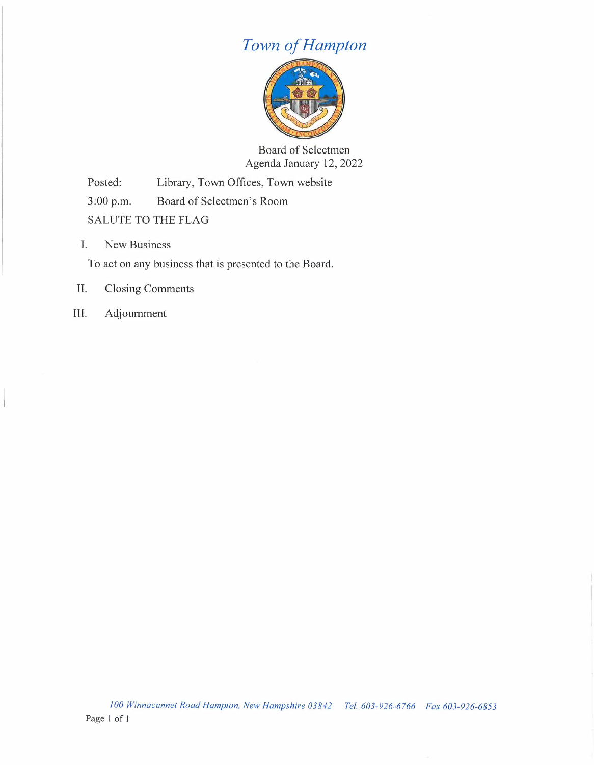# *Town of Hampton*

Board of Selectmen
Agenda January 12, 2022

Posted: Library, Town Offices, Town website

3:00 p.m. Board of Selectmen's Room

SALUTE TO THE FLAG

I. New Business

To act on any business that is presented to the Board.

II. Closing Comments

III. Adjournment

*100 Winnacunnet Road Hampton, New Hampshire 03842 Tel. 603-926-6766 Fax 603-926-6853*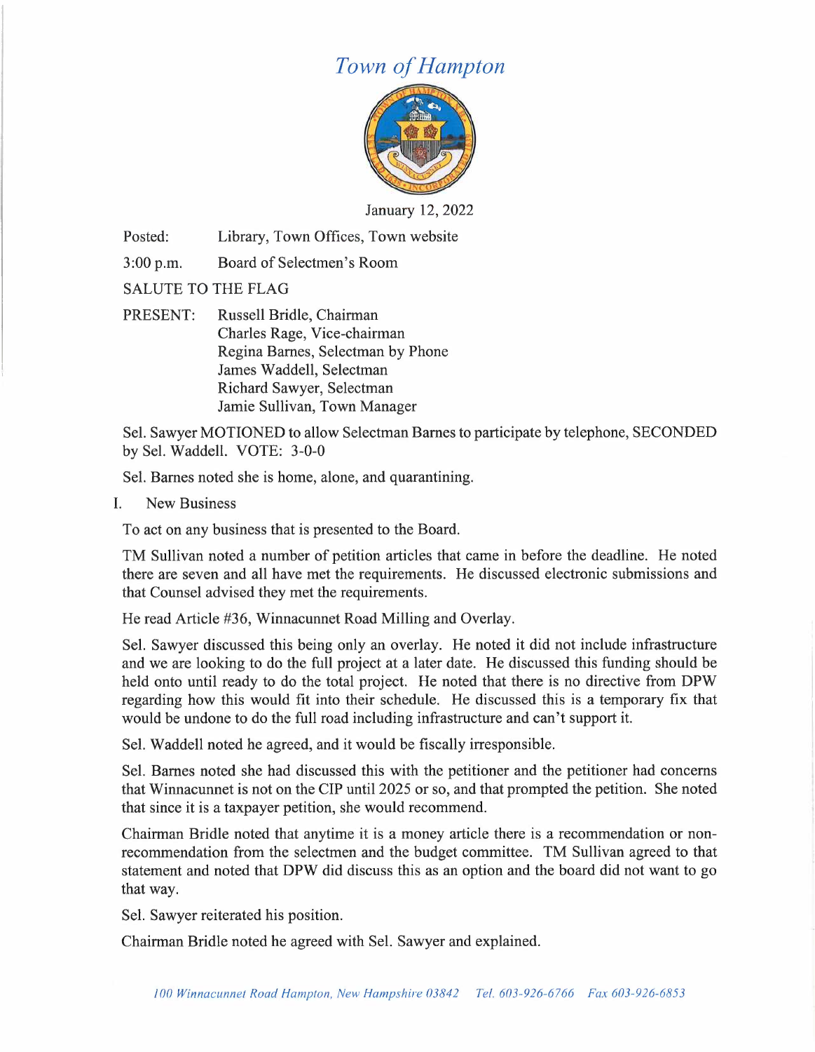# *Town of Hampton*

January 12, 2022

Posted: Library, Town Offices, Town website

3:00 p.m. Board of Selectmen's Room

SALUTE TO THE FLAG

PRESENT: Russell Bridle, Chairman
Charles Rage, Vice-chairman
Regina Barnes, Selectman by Phone
James Waddell, Selectman
Richard Sawyer, Selectman
Jamie Sullivan, Town Manager

Sel. Sawyer MOTIONED to allow Selectman Barnes to participate by telephone, SECONDED by Sel. Waddell. VOTE: 3-0-0

Sel. Barnes noted she is home, alone, and quarantining.

I. New Business

To act on any business that is presented to the Board.

TM Sullivan noted a number of petition articles that came in before the deadline. He noted there are seven and all have met the requirements. He discussed electronic submissions and that Counsel advised they met the requirements.

He read Article #36, Winnacunnet Road Milling and Overlay.

Sel. Sawyer discussed this being only an overlay. He noted it did not include infrastructure and we are looking to do the full project at a later date. He discussed this funding should be held onto until ready to do the total project. He noted that there is no directive from DPW regarding how this would fit into their schedule. He discussed this is a temporary fix that would be undone to do the full road including infrastructure and can't support it.

Sel. Waddell noted he agreed, and it would be fiscally irresponsible.

Sel. Barnes noted she had discussed this with the petitioner and the petitioner had concerns that Winnacunnet is not on the CIP until 2025 or so, and that prompted the petition. She noted that since it is a taxpayer petition, she would recommend.

Chairman Bridle noted that anytime it is a money article there is a recommendation or non-recommendation from the selectmen and the budget committee. TM Sullivan agreed to that statement and noted that DPW did discuss this as an option and the board did not want to go that way.

Sel. Sawyer reiterated his position.

Chairman Bridle noted he agreed with Sel. Sawyer and explained.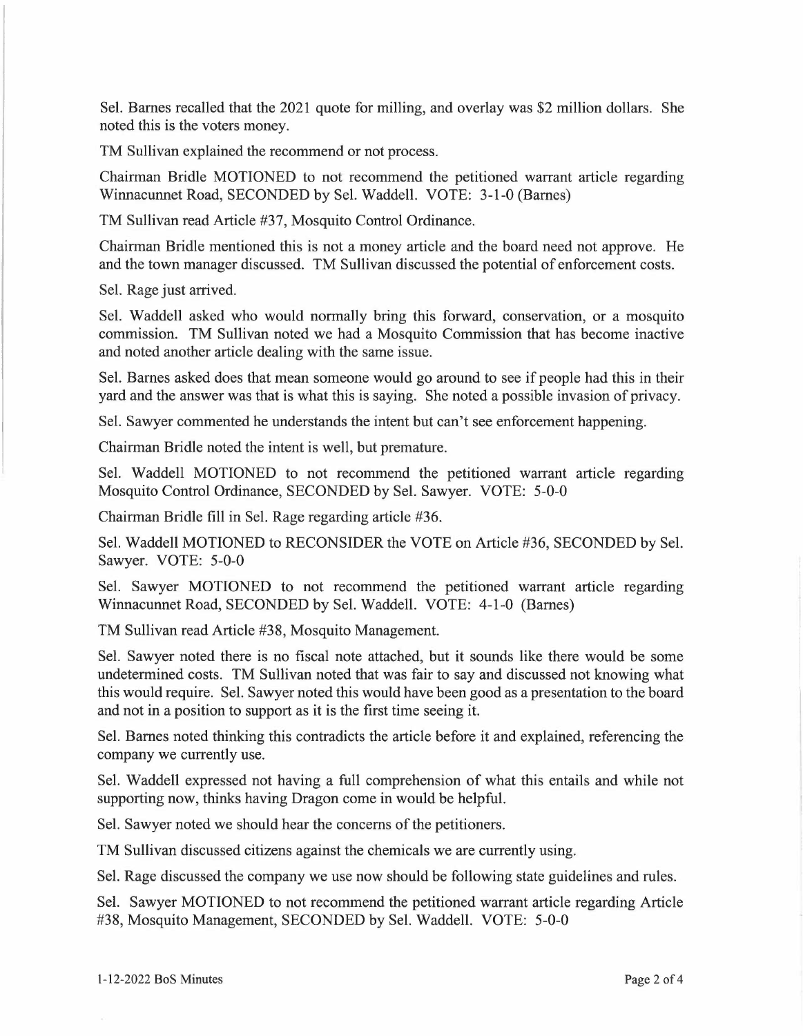Sel. Barnes recalled that the 2021 quote for milling, and overlay was $2 million dollars. She noted this is the voters money.

TM Sullivan explained the recommend or not process.

Chairman Bridle MOTIONED to not recommend the petitioned warrant article regarding Winnacunnet Road, SECONDED by Sel. Waddell. VOTE: 3-1-0 (Barnes)

TM Sullivan read Article #37, Mosquito Control Ordinance.

Chairman Bridle mentioned this is not a money article and the board need not approve. He and the town manager discussed. TM Sullivan discussed the potential of enforcement costs.

Sel. Rage just arrived.

Sel. Waddell asked who would normally bring this forward, conservation, or a mosquito commission. TM Sullivan noted we had a Mosquito Commission that has become inactive and noted another article dealing with the same issue.

Sel. Barnes asked does that mean someone would go around to see if people had this in their yard and the answer was that is what this is saying. She noted a possible invasion of privacy.

Sel. Sawyer commented he understands the intent but can't see enforcement happening.

Chairman Bridle noted the intent is well, but premature.

Sel. Waddell MOTIONED to not recommend the petitioned warrant article regarding Mosquito Control Ordinance, SECONDED by Sel. Sawyer. VOTE: 5-0-0

Chairman Bridle fill in Sel. Rage regarding article #36.

Sel. Waddell MOTIONED to RECONSIDER the VOTE on Article #36, SECONDED by Sel. Sawyer. VOTE: 5-0-0

Sel. Sawyer MOTIONED to not recommend the petitioned warrant article regarding Winnacunnet Road, SECONDED by Sel. Waddell. VOTE: 4-1-0 (Barnes)

TM Sullivan read Article #38, Mosquito Management.

Sel. Sawyer noted there is no fiscal note attached, but it sounds like there would be some undetermined costs. TM Sullivan noted that was fair to say and discussed not knowing what this would require. Sel. Sawyer noted this would have been good as a presentation to the board and not in a position to support as it is the first time seeing it.

Sel. Barnes noted thinking this contradicts the article before it and explained, referencing the company we currently use.

Sel. Waddell expressed not having a full comprehension of what this entails and while not supporting now, thinks having Dragon come in would be helpful.

Sel. Sawyer noted we should hear the concerns of the petitioners.

TM Sullivan discussed citizens against the chemicals we are currently using.

Sel. Rage discussed the company we use now should be following state guidelines and rules.

Sel. Sawyer MOTIONED to not recommend the petitioned warrant article regarding Article #38, Mosquito Management, SECONDED by Sel. Waddell. VOTE: 5-0-0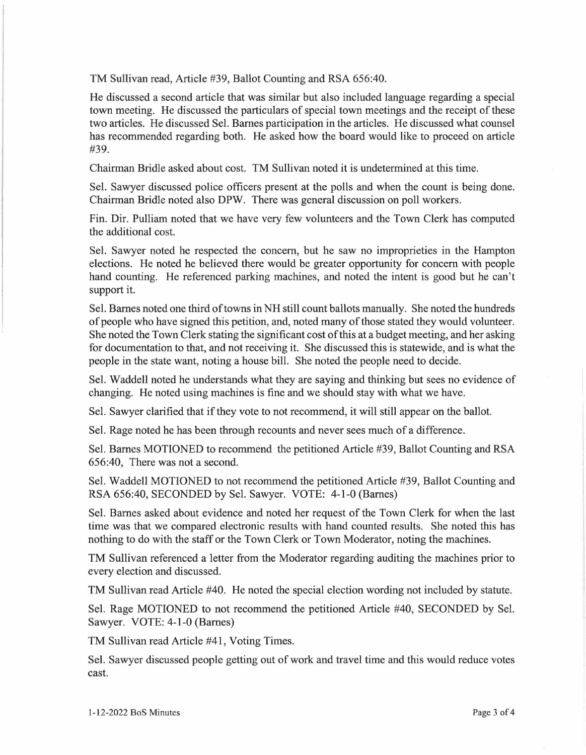TM Sullivan read, Article #39, Ballot Counting and RSA 656:40.

He discussed a second article that was similar but also included language regarding a special town meeting. He discussed the particulars of special town meetings and the receipt of these two articles. He discussed Sel. Barnes participation in the articles. He discussed what counsel has recommended regarding both. He asked how the board would like to proceed on article #39.

Chairman Bridle asked about cost. TM Sullivan noted it is undetermined at this time.

Sel. Sawyer discussed police officers present at the polls and when the count is being done. Chairman Bridle noted also DPW. There was general discussion on poll workers.

Fin. Dir. Pulliam noted that we have very few volunteers and the Town Clerk has computed the additional cost.

Sel. Sawyer noted he respected the concern, but he saw no improprieties in the Hampton elections. He noted he believed there would be greater opportunity for concern with people hand counting. He referenced parking machines, and noted the intent is good but he can't support it.

Sel. Barnes noted one third of towns in NH still count ballots manually. She noted the hundreds of people who have signed this petition, and, noted many of those stated they would volunteer. She noted the Town Clerk stating the significant cost of this at a budget meeting, and her asking for documentation to that, and not receiving it. She discussed this is statewide, and is what the people in the state want, noting a house bill. She noted the people need to decide.

Sel. Waddell noted he understands what they are saying and thinking but sees no evidence of changing. He noted using machines is fine and we should stay with what we have.

Sel. Sawyer clarified that if they vote to not recommend, it will still appear on the ballot.

Sel. Rage noted he has been through recounts and never sees much of a difference.

Sel. Barnes MOTIONED to recommend the petitioned Article #39, Ballot Counting and RSA 656:40, There was not a second.

Sel. Waddell MOTIONED to not recommend the petitioned Article #39, Ballot Counting and RSA 656:40, SECONDED by Sel. Sawyer. VOTE: 4-1-0 (Barnes)

Sel. Barnes asked about evidence and noted her request of the Town Clerk for when the last time was that we compared electronic results with hand counted results. She noted this has nothing to do with the staff or the Town Clerk or Town Moderator, noting the machines.

TM Sullivan referenced a letter from the Moderator regarding auditing the machines prior to every election and discussed.

TM Sullivan read Article #40. He noted the special election wording not included by statute.

Sel. Rage MOTIONED to not recommend the petitioned Article #40, SECONDED by Sel. Sawyer. VOTE: 4-1-0 (Barnes)

TM Sullivan read Article #41, Voting Times.

Sel. Sawyer discussed people getting out of work and travel time and this would reduce votes cast.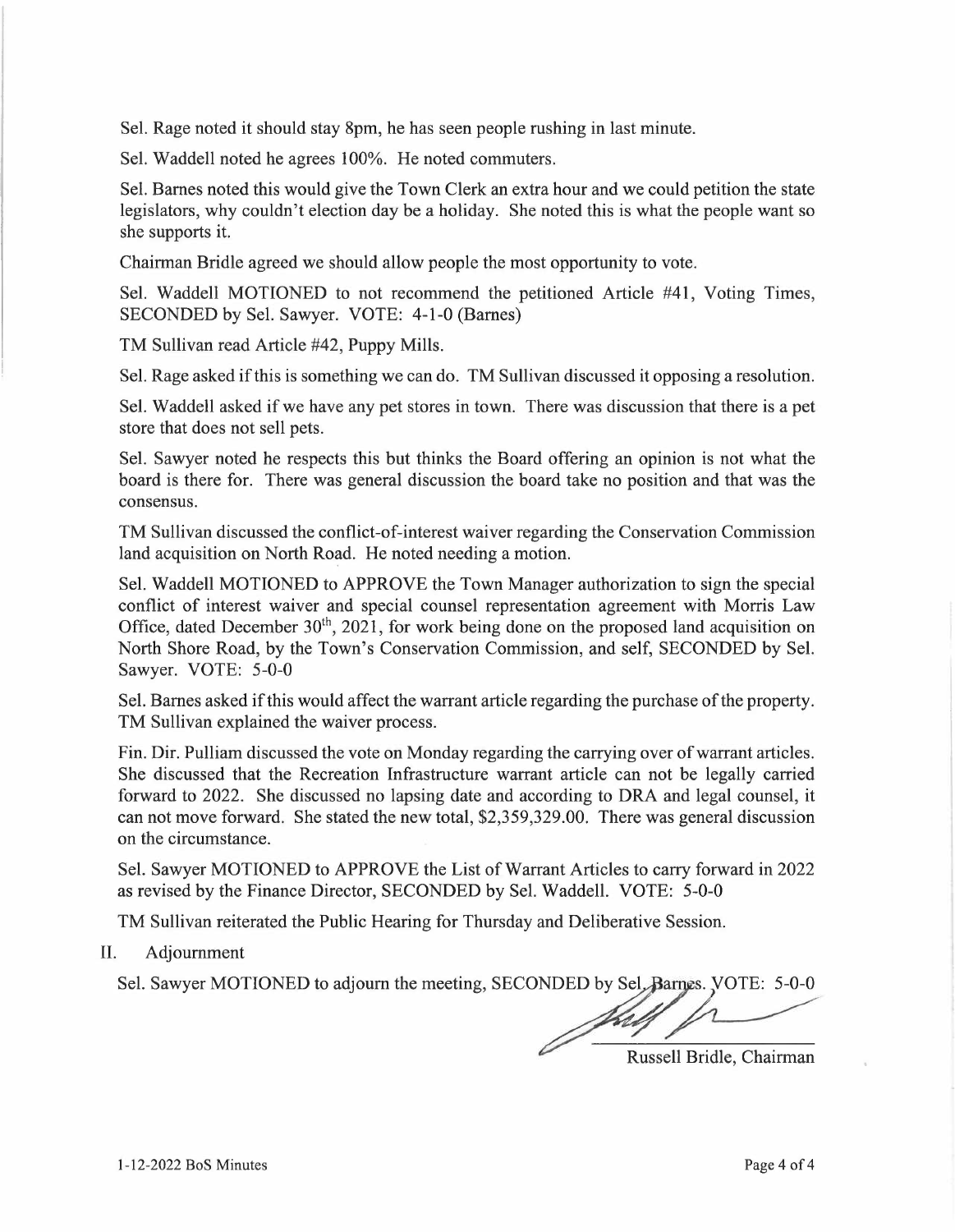Sel. Rage noted it should stay 8pm, he has seen people rushing in last minute.

Sel. Waddell noted he agrees 100%. He noted commuters.

Sel. Barnes noted this would give the Town Clerk an extra hour and we could petition the state legislators, why couldn't election day be a holiday. She noted this is what the people want so she supports it.

Chairman Bridle agreed we should allow people the most opportunity to vote.

Sel. Waddell MOTIONED to not recommend the petitioned Article #41, Voting Times, SECONDED by Sel. Sawyer. VOTE: 4-1-0 (Barnes)

TM Sullivan read Article #42, Puppy Mills.

Sel. Rage asked if this is something we can do. TM Sullivan discussed it opposing a resolution.

Sel. Waddell asked if we have any pet stores in town. There was discussion that there is a pet store that does not sell pets.

Sel. Sawyer noted he respects this but thinks the Board offering an opinion is not what the board is there for. There was general discussion the board take no position and that was the consensus.

TM Sullivan discussed the conflict-of-interest waiver regarding the Conservation Commission land acquisition on North Road. He noted needing a motion.

Sel. Waddell MOTIONED to APPROVE the Town Manager authorization to sign the special conflict of interest waiver and special counsel representation agreement with Morris Law Office, dated December 30th, 2021, for work being done on the proposed land acquisition on North Shore Road, by the Town's Conservation Commission, and self, SECONDED by Sel. Sawyer. VOTE: 5-0-0

Sel. Barnes asked if this would affect the warrant article regarding the purchase of the property. TM Sullivan explained the waiver process.

Fin. Dir. Pulliam discussed the vote on Monday regarding the carrying over of warrant articles. She discussed that the Recreation Infrastructure warrant article can not be legally carried forward to 2022. She discussed no lapsing date and according to DRA and legal counsel, it can not move forward. She stated the new total, $2,359,329.00. There was general discussion on the circumstance.

Sel. Sawyer MOTIONED to APPROVE the List of Warrant Articles to carry forward in 2022 as revised by the Finance Director, SECONDED by Sel. Waddell. VOTE: 5-0-0

TM Sullivan reiterated the Public Hearing for Thursday and Deliberative Session.

II. Adjournment

Sel. Sawyer MOTIONED to adjourn the meeting, SECONDED by Sel. Barnes. VOTE: 5-0-0

Russell Bridle, Chairman